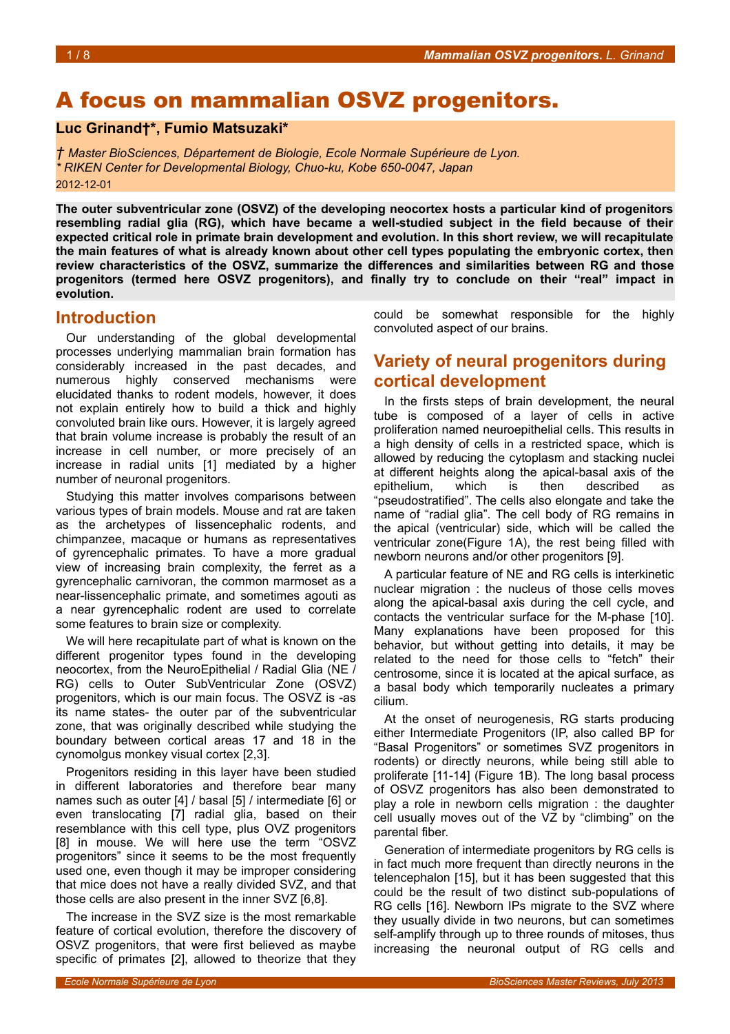# A focus on mammalian OSVZ progenitors.

**Luc Grinand†\*, Fumio Matsuzaki\***

*† Master BioSciences, Département de Biologie, Ecole Normale Supérieure de Lyon.*
*\* RIKEN Center for Developmental Biology, Chuo-ku, Kobe 650-0047, Japan*
2012-12-01

**The outer subventricular zone (OSVZ) of the developing neocortex hosts a particular kind of progenitors resembling radial glia (RG), which have became a well-studied subject in the field because of their expected critical role in primate brain development and evolution. In this short review, we will recapitulate the main features of what is already known about other cell types populating the embryonic cortex, then review characteristics of the OSVZ, summarize the differences and similarities between RG and those progenitors (termed here OSVZ progenitors), and finally try to conclude on their "real" impact in evolution.**

## Introduction

Our understanding of the global developmental processes underlying mammalian brain formation has considerably increased in the past decades, and numerous highly conserved mechanisms were elucidated thanks to rodent models, however, it does not explain entirely how to build a thick and highly convoluted brain like ours. However, it is largely agreed that brain volume increase is probably the result of an increase in cell number, or more precisely of an increase in radial units [1] mediated by a higher number of neuronal progenitors.

Studying this matter involves comparisons between various types of brain models. Mouse and rat are taken as the archetypes of lissencephalic rodents, and chimpanzee, macaque or humans as representatives of gyrencephalic primates. To have a more gradual view of increasing brain complexity, the ferret as a gyrencephalic carnivoran, the common marmoset as a near-lissencephalic primate, and sometimes agouti as a near gyrencephalic rodent are used to correlate some features to brain size or complexity.

We will here recapitulate part of what is known on the different progenitor types found in the developing neocortex, from the NeuroEpithelial / Radial Glia (NE / RG) cells to Outer SubVentricular Zone (OSVZ) progenitors, which is our main focus. The OSVZ is -as its name states- the outer par of the subventricular zone, that was originally described while studying the boundary between cortical areas 17 and 18 in the cynomolgus monkey visual cortex [2,3].

Progenitors residing in this layer have been studied in different laboratories and therefore bear many names such as outer [4] / basal [5] / intermediate [6] or even translocating [7] radial glia, based on their resemblance with this cell type, plus OVZ progenitors [8] in mouse. We will here use the term "OSVZ progenitors" since it seems to be the most frequently used one, even though it may be improper considering that mice does not have a really divided SVZ, and that those cells are also present in the inner SVZ [6,8].

The increase in the SVZ size is the most remarkable feature of cortical evolution, therefore the discovery of OSVZ progenitors, that were first believed as maybe specific of primates [2], allowed to theorize that they could be somewhat responsible for the highly convoluted aspect of our brains.

## Variety of neural progenitors during cortical development

In the firsts steps of brain development, the neural tube is composed of a layer of cells in active proliferation named neuroepithelial cells. This results in a high density of cells in a restricted space, which is allowed by reducing the cytoplasm and stacking nuclei at different heights along the apical-basal axis of the epithelium, which is then described as "pseudostratified". The cells also elongate and take the name of "radial glia". The cell body of RG remains in the apical (ventricular) side, which will be called the ventricular zone(Figure 1A), the rest being filled with newborn neurons and/or other progenitors [9].

A particular feature of NE and RG cells is interkinetic nuclear migration : the nucleus of those cells moves along the apical-basal axis during the cell cycle, and contacts the ventricular surface for the M-phase [10]. Many explanations have been proposed for this behavior, but without getting into details, it may be related to the need for those cells to "fetch" their centrosome, since it is located at the apical surface, as a basal body which temporarily nucleates a primary cilium.

At the onset of neurogenesis, RG starts producing either Intermediate Progenitors (IP, also called BP for "Basal Progenitors" or sometimes SVZ progenitors in rodents) or directly neurons, while being still able to proliferate [11-14] (Figure 1B). The long basal process of OSVZ progenitors has also been demonstrated to play a role in newborn cells migration : the daughter cell usually moves out of the VZ by "climbing" on the parental fiber.

Generation of intermediate progenitors by RG cells is in fact much more frequent than directly neurons in the telencephalon [15], but it has been suggested that this could be the result of two distinct sub-populations of RG cells [16]. Newborn IPs migrate to the SVZ where they usually divide in two neurons, but can sometimes self-amplify through up to three rounds of mitoses, thus increasing the neuronal output of RG cells and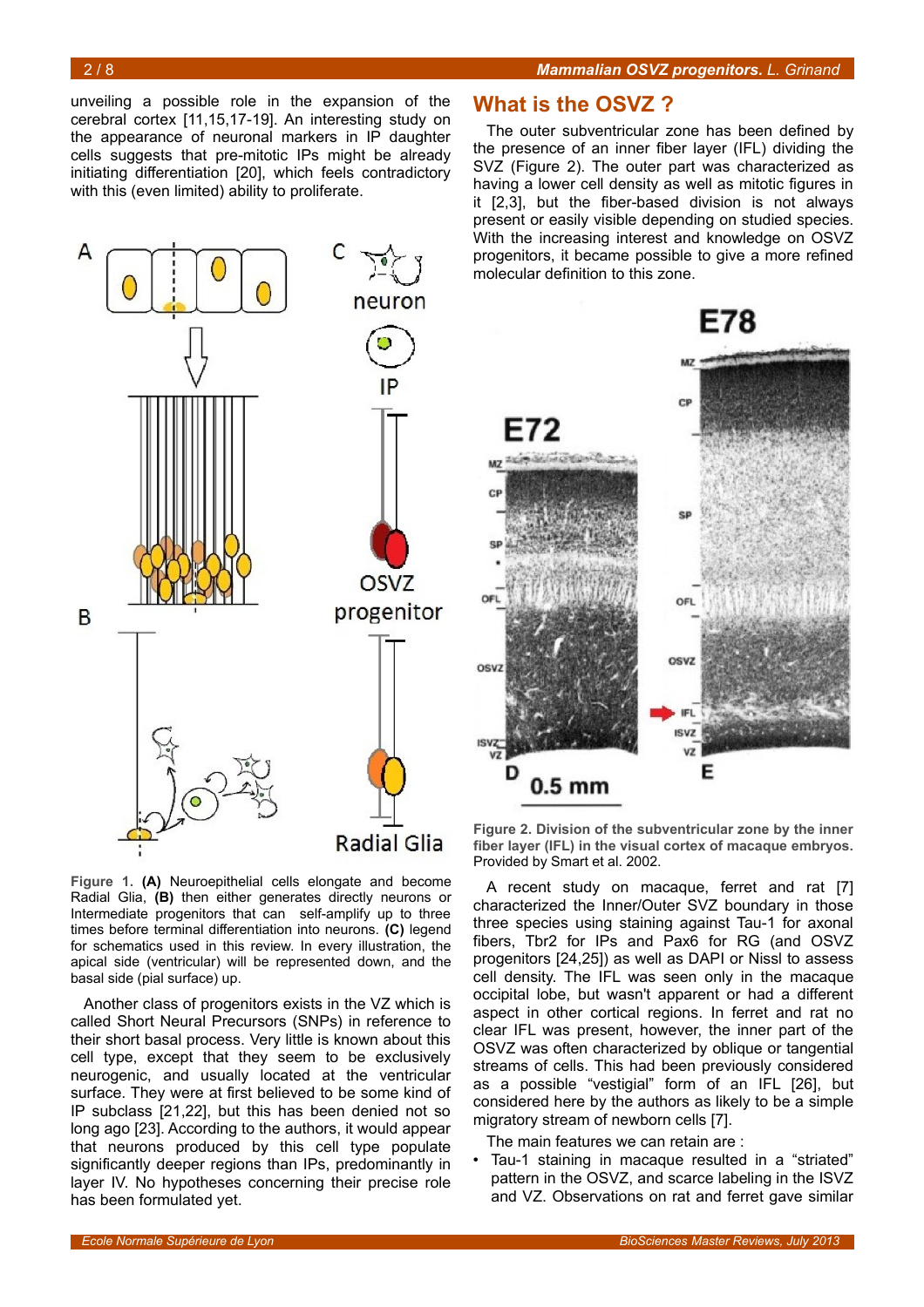unveiling a possible role in the expansion of the cerebral cortex [11,15,17-19]. An interesting study on the appearance of neuronal markers in IP daughter cells suggests that pre-mitotic IPs might be already initiating differentiation [20], which feels contradictory with this (even limited) ability to proliferate.

**Figure 1. (A)** Neuroepithelial cells elongate and become Radial Glia, **(B)** then either generates directly neurons or Intermediate progenitors that can self-amplify up to three times before terminal differentiation into neurons. **(C)** legend for schematics used in this review. In every illustration, the apical side (ventricular) will be represented down, and the basal side (pial surface) up.

Another class of progenitors exists in the VZ which is called Short Neural Precursors (SNPs) in reference to their short basal process. Very little is known about this cell type, except that they seem to be exclusively neurogenic, and usually located at the ventricular surface. They were at first believed to be some kind of IP subclass [21,22], but this has been denied not so long ago [23]. According to the authors, it would appear that neurons produced by this cell type populate significantly deeper regions than IPs, predominantly in layer IV. No hypotheses concerning their precise role has been formulated yet.

## What is the OSVZ ?

The outer subventricular zone has been defined by the presence of an inner fiber layer (IFL) dividing the SVZ (Figure 2). The outer part was characterized as having a lower cell density as well as mitotic figures in it [2,3], but the fiber-based division is not always present or easily visible depending on studied species. With the increasing interest and knowledge on OSVZ progenitors, it became possible to give a more refined molecular definition to this zone.

**Figure 2. Division of the subventricular zone by the inner fiber layer (IFL) in the visual cortex of macaque embryos.** Provided by Smart et al. 2002.

A recent study on macaque, ferret and rat [7] characterized the Inner/Outer SVZ boundary in those three species using staining against Tau-1 for axonal fibers, Tbr2 for IPs and Pax6 for RG (and OSVZ progenitors [24,25]) as well as DAPI or Nissl to assess cell density. The IFL was seen only in the macaque occipital lobe, but wasn't apparent or had a different aspect in other cortical regions. In ferret and rat no clear IFL was present, however, the inner part of the OSVZ was often characterized by oblique or tangential streams of cells. This had been previously considered as a possible “vestigial” form of an IFL [26], but considered here by the authors as likely to be a simple migratory stream of newborn cells [7].

The main features we can retain are :

- Tau-1 staining in macaque resulted in a “striated” pattern in the OSVZ, and scarce labeling in the ISVZ and VZ. Observations on rat and ferret gave similar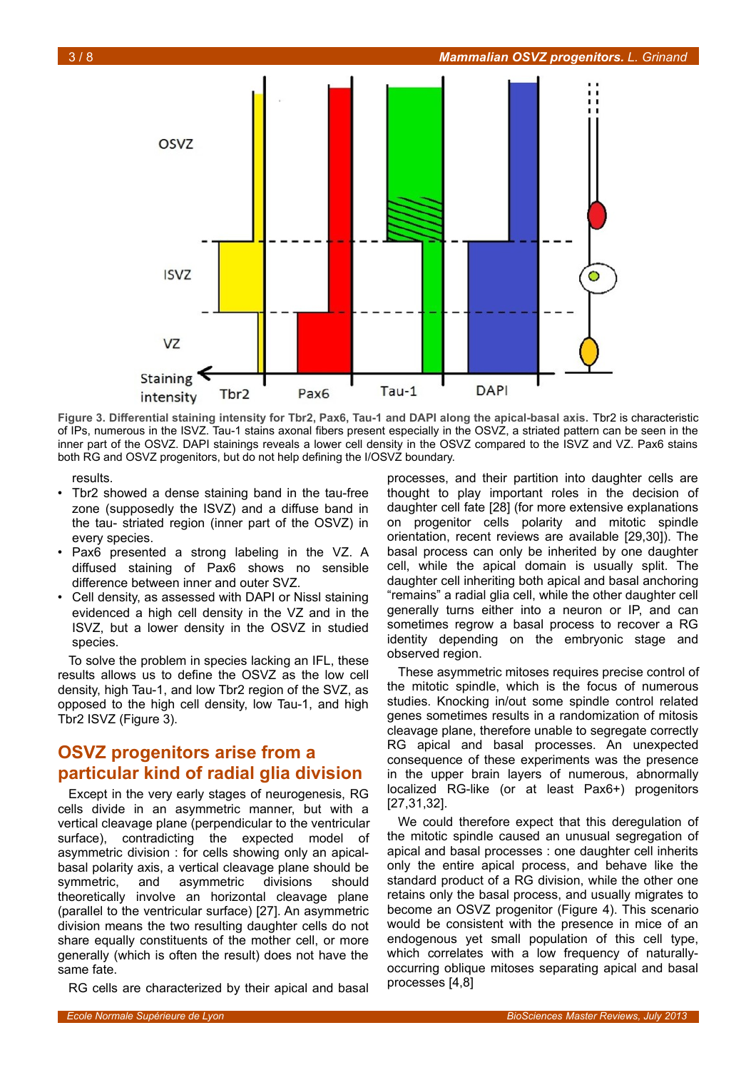**Figure 3. Differential staining intensity for Tbr2, Pax6, Tau-1 and DAPI along the apical-basal axis.** Tbr2 is characteristic of IPs, numerous in the ISVZ. Tau-1 stains axonal fibers present especially in the OSVZ, a striated pattern can be seen in the inner part of the OSVZ. DAPI stainings reveals a lower cell density in the OSVZ compared to the ISVZ and VZ. Pax6 stains both RG and OSVZ progenitors, but do not help defining the I/OSVZ boundary.

results.

- Tbr2 showed a dense staining band in the tau-free zone (supposedly the ISVZ) and a diffuse band in the tau- striated region (inner part of the OSVZ) in every species.
- Pax6 presented a strong labeling in the VZ. A diffused staining of Pax6 shows no sensible difference between inner and outer SVZ.
- Cell density, as assessed with DAPI or Nissl staining evidenced a high cell density in the VZ and in the ISVZ, but a lower density in the OSVZ in studied species.

To solve the problem in species lacking an IFL, these results allows us to define the OSVZ as the low cell density, high Tau-1, and low Tbr2 region of the SVZ, as opposed to the high cell density, low Tau-1, and high Tbr2 ISVZ (Figure 3).

## OSVZ progenitors arise from a particular kind of radial glia division

Except in the very early stages of neurogenesis, RG cells divide in an asymmetric manner, but with a vertical cleavage plane (perpendicular to the ventricular surface), contradicting the expected model of asymmetric division : for cells showing only an apical-basal polarity axis, a vertical cleavage plane should be symmetric, and asymmetric divisions should theoretically involve an horizontal cleavage plane (parallel to the ventricular surface) [27]. An asymmetric division means the two resulting daughter cells do not share equally constituents of the mother cell, or more generally (which is often the result) does not have the same fate.

RG cells are characterized by their apical and basal processes, and their partition into daughter cells are thought to play important roles in the decision of daughter cell fate [28] (for more extensive explanations on progenitor cells polarity and mitotic spindle orientation, recent reviews are available [29,30]). The basal process can only be inherited by one daughter cell, while the apical domain is usually split. The daughter cell inheriting both apical and basal anchoring "remains" a radial glia cell, while the other daughter cell generally turns either into a neuron or IP, and can sometimes regrow a basal process to recover a RG identity depending on the embryonic stage and observed region.

These asymmetric mitoses requires precise control of the mitotic spindle, which is the focus of numerous studies. Knocking in/out some spindle control related genes sometimes results in a randomization of mitosis cleavage plane, therefore unable to segregate correctly RG apical and basal processes. An unexpected consequence of these experiments was the presence in the upper brain layers of numerous, abnormally localized RG-like (or at least Pax6+) progenitors [27,31,32].

We could therefore expect that this deregulation of the mitotic spindle caused an unusual segregation of apical and basal processes : one daughter cell inherits only the entire apical process, and behave like the standard product of a RG division, while the other one retains only the basal process, and usually migrates to become an OSVZ progenitor (Figure 4). This scenario would be consistent with the presence in mice of an endogenous yet small population of this cell type, which correlates with a low frequency of naturally-occurring oblique mitoses separating apical and basal processes [4,8]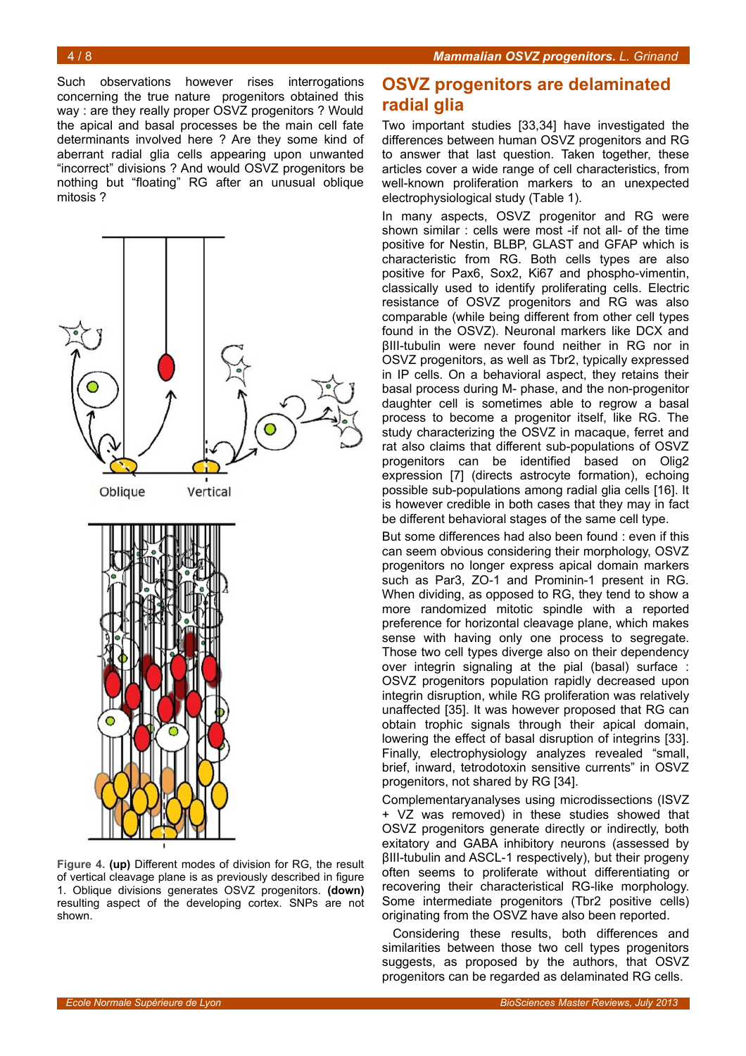Such observations however rises interrogations concerning the true nature progenitors obtained this way : are they really proper OSVZ progenitors ? Would the apical and basal processes be the main cell fate determinants involved here ? Are they some kind of aberrant radial glia cells appearing upon unwanted “incorrect” divisions ? And would OSVZ progenitors be nothing but “floating” RG after an unusual oblique mitosis ?

**Figure 4. (up)** Different modes of division for RG, the result of vertical cleavage plane is as previously described in figure 1. Oblique divisions generates OSVZ progenitors. **(down)** resulting aspect of the developing cortex. SNPs are not shown.

## OSVZ progenitors are delaminated radial glia

Two important studies [33,34] have investigated the differences between human OSVZ progenitors and RG to answer that last question. Taken together, these articles cover a wide range of cell characteristics, from well-known proliferation markers to an unexpected electrophysiological study (Table 1).

In many aspects, OSVZ progenitor and RG were shown similar : cells were most -if not all- of the time positive for Nestin, BLBP, GLAST and GFAP which is characteristic from RG. Both cells types are also positive for Pax6, Sox2, Ki67 and phospho-vimentin, classically used to identify proliferating cells. Electric resistance of OSVZ progenitors and RG was also comparable (while being different from other cell types found in the OSVZ). Neuronal markers like DCX and βIII-tubulin were never found neither in RG nor in OSVZ progenitors, as well as Tbr2, typically expressed in IP cells. On a behavioral aspect, they retains their basal process during M- phase, and the non-progenitor daughter cell is sometimes able to regrow a basal process to become a progenitor itself, like RG. The study characterizing the OSVZ in macaque, ferret and rat also claims that different sub-populations of OSVZ progenitors can be identified based on Olig2 expression [7] (directs astrocyte formation), echoing possible sub-populations among radial glia cells [16]. It is however credible in both cases that they may in fact be different behavioral stages of the same cell type.

But some differences had also been found : even if this can seem obvious considering their morphology, OSVZ progenitors no longer express apical domain markers such as Par3, ZO-1 and Prominin-1 present in RG. When dividing, as opposed to RG, they tend to show a more randomized mitotic spindle with a reported preference for horizontal cleavage plane, which makes sense with having only one process to segregate. Those two cell types diverge also on their dependency over integrin signaling at the pial (basal) surface : OSVZ progenitors population rapidly decreased upon integrin disruption, while RG proliferation was relatively unaffected [35]. It was however proposed that RG can obtain trophic signals through their apical domain, lowering the effect of basal disruption of integrins [33]. Finally, electrophysiology analyzes revealed “small, brief, inward, tetrodotoxin sensitive currents” in OSVZ progenitors, not shared by RG [34].

Complementaryanalyses using microdissections (ISVZ + VZ was removed) in these studies showed that OSVZ progenitors generate directly or indirectly, both exitatory and GABA inhibitory neurons (assessed by βIII-tubulin and ASCL-1 respectively), but their progeny often seems to proliferate without differentiating or recovering their characteristical RG-like morphology. Some intermediate progenitors (Tbr2 positive cells) originating from the OSVZ have also been reported.

Considering these results, both differences and similarities between those two cell types progenitors suggests, as proposed by the authors, that OSVZ progenitors can be regarded as delaminated RG cells.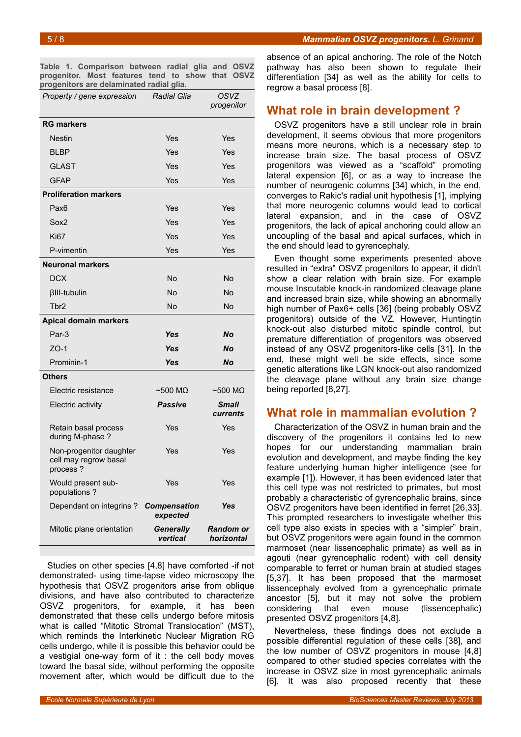**Table 1. Comparison between radial glia and OSVZ progenitor. Most features tend to show that OSVZ progenitors are delaminated radial glia.**

| *Property / gene expression* | *Radial Glia* | *OSVZ progenitor* |
|---|---|---|
| **RG markers** | | |
| Nestin | Yes | Yes |
| BLBP | Yes | Yes |
| GLAST | Yes | Yes |
| GFAP | Yes | Yes |
| **Proliferation markers** | | |
| Pax6 | Yes | Yes |
| Sox2 | Yes | Yes |
| Ki67 | Yes | Yes |
| P-vimentin | Yes | Yes |
| **Neuronal markers** | | |
| DCX | No | No |
| βIII-tubulin | No | No |
| Tbr2 | No | No |
| **Apical domain markers** | | |
| Par-3 | ***Yes*** | ***No*** |
| ZO-1 | ***Yes*** | ***No*** |
| Prominin-1 | ***Yes*** | ***No*** |
| **Others** | | |
| Electric resistance | ~500 MΩ | ~500 MΩ |
| Electric activity | ***Passive*** | ***Small currents*** |
| Retain basal process during M-phase ? | Yes | Yes |
| Non-progenitor daughter cell may regrow basal process ? | Yes | Yes |
| Would present sub-populations ? | Yes | Yes |
| Dependant on integrins ? | ***Compensation expected*** | ***Yes*** |
| Mitotic plane orientation | ***Generally vertical*** | ***Random or horizontal*** |

Studies on other species [4,8] have comforted -if not demonstrated- using time-lapse video microscopy the hypothesis that OSVZ progenitors arise from oblique divisions, and have also contributed to characterize OSVZ progenitors, for example, it has been demonstrated that these cells undergo before mitosis what is called "Mitotic Stromal Translocation" (MST), which reminds the Interkinetic Nuclear Migration RG cells undergo, while it is possible this behavior could be a vestigial one-way form of it : the cell body moves toward the basal side, without performing the opposite movement after, which would be difficult due to the absence of an apical anchoring. The role of the Notch pathway has also been shown to regulate their differentiation [34] as well as the ability for cells to regrow a basal process [8].

## What role in brain development ?

OSVZ progenitors have a still unclear role in brain development, it seems obvious that more progenitors means more neurons, which is a necessary step to increase brain size. The basal process of OSVZ progenitors was viewed as a "scaffold" promoting lateral expension [6], or as a way to increase the number of neurogenic columns [34] which, in the end, converges to Rakic's radial unit hypothesis [1], implying that more neurogenic columns would lead to cortical lateral expansion, and in the case of OSVZ progenitors, the lack of apical anchoring could allow an uncoupling of the basal and apical surfaces, which in the end should lead to gyrencephaly.

Even thought some experiments presented above resulted in "extra" OSVZ progenitors to appear, it didn't show a clear relation with brain size. For example mouse Inscutable knock-in randomized cleavage plane and increased brain size, while showing an abnormally high number of Pax6+ cells [36] (being probably OSVZ progenitors) outside of the VZ. However, Huntingtin knock-out also disturbed mitotic spindle control, but premature differentiation of progenitors was observed instead of any OSVZ progenitors-like cells [31]. In the end, these might well be side effects, since some genetic alterations like LGN knock-out also randomized the cleavage plane without any brain size change being reported [8,27].

## What role in mammalian evolution ?

Characterization of the OSVZ in human brain and the discovery of the progenitors it contains led to new hopes for our understanding mammalian brain evolution and development, and maybe finding the key feature underlying human higher intelligence (see for example [1]). However, it has been evidenced later that this cell type was not restricted to primates, but most probably a characteristic of gyrencephalic brains, since OSVZ progenitors have been identified in ferret [26,33]. This prompted researchers to investigate whether this cell type also exists in species with a "simpler" brain, but OSVZ progenitors were again found in the common marmoset (near lissencephalic primate) as well as in agouti (near gyrencephalic rodent) with cell density comparable to ferret or human brain at studied stages [5,37]. It has been proposed that the marmoset lissencephaly evolved from a gyrencephalic primate ancestor [5], but it may not solve the problem considering that even mouse (lissencephalic) presented OSVZ progenitors [4,8].

Nevertheless, these findings does not exclude a possible differential regulation of these cells [38], and the low number of OSVZ progenitors in mouse [4,8] compared to other studied species correlates with the increase in OSVZ size in most gyrencephalic animals [6]. It was also proposed recently that these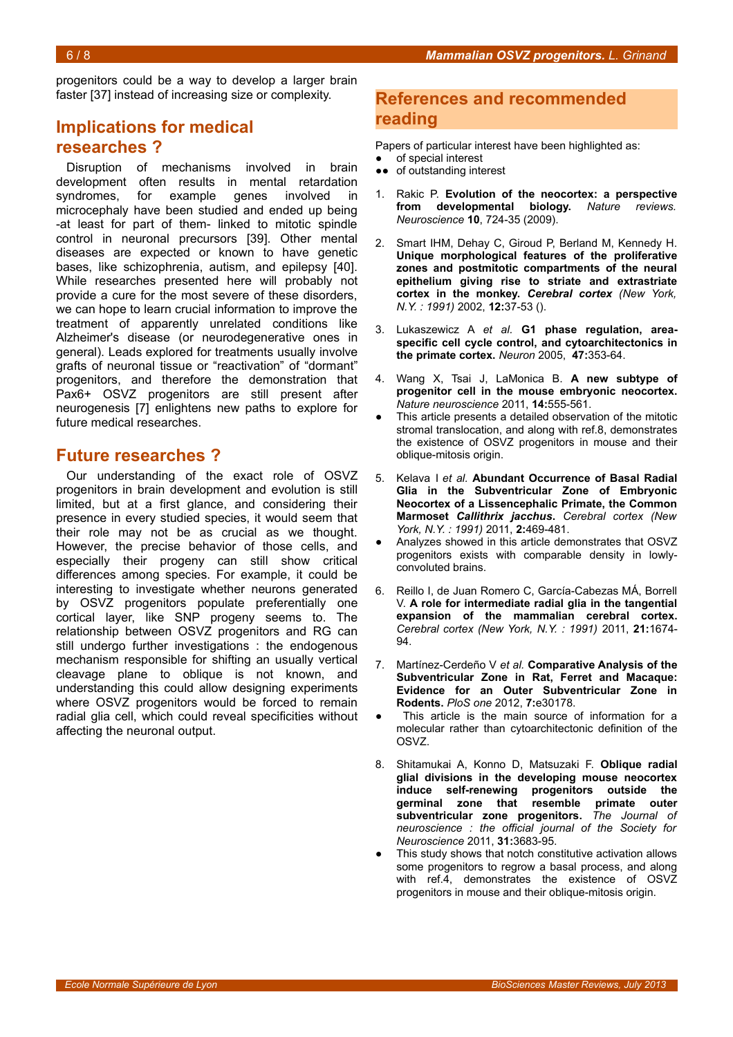progenitors could be a way to develop a larger brain faster [37] instead of increasing size or complexity.

## Implications for medical researches ?

Disruption of mechanisms involved in brain development often results in mental retardation syndromes, for example genes involved in microcephaly have been studied and ended up being -at least for part of them- linked to mitotic spindle control in neuronal precursors [39]. Other mental diseases are expected or known to have genetic bases, like schizophrenia, autism, and epilepsy [40]. While researches presented here will probably not provide a cure for the most severe of these disorders, we can hope to learn crucial information to improve the treatment of apparently unrelated conditions like Alzheimer's disease (or neurodegenerative ones in general). Leads explored for treatments usually involve grafts of neuronal tissue or "reactivation" of "dormant" progenitors, and therefore the demonstration that Pax6+ OSVZ progenitors are still present after neurogenesis [7] enlightens new paths to explore for future medical researches.

## Future researches ?

Our understanding of the exact role of OSVZ progenitors in brain development and evolution is still limited, but at a first glance, and considering their presence in every studied species, it would seem that their role may not be as crucial as we thought. However, the precise behavior of those cells, and especially their progeny can still show critical differences among species. For example, it could be interesting to investigate whether neurons generated by OSVZ progenitors populate preferentially one cortical layer, like SNP progeny seems to. The relationship between OSVZ progenitors and RG can still undergo further investigations : the endogenous mechanism responsible for shifting an usually vertical cleavage plane to oblique is not known, and understanding this could allow designing experiments where OSVZ progenitors would be forced to remain radial glia cell, which could reveal specificities without affecting the neuronal output.

## References and recommended reading

Papers of particular interest have been highlighted as:
- ● of special interest
- ●● of outstanding interest

1. Rakic P. **Evolution of the neocortex: a perspective from developmental biology.** *Nature reviews. Neuroscience* **10**, 724-35 (2009).

2. Smart IHM, Dehay C, Giroud P, Berland M, Kennedy H. **Unique morphological features of the proliferative zones and postmitotic compartments of the neural epithelium giving rise to striate and extrastriate cortex in the monkey. *Cerebral cortex*** *(New York, N.Y. : 1991)* 2002, **12:**37-53 ().

3. Lukaszewicz A *et al.* **G1 phase regulation, area-specific cell cycle control, and cytoarchitectonics in the primate cortex.** *Neuron* 2005, **47:**353-64.

4. Wang X, Tsai J, LaMonica B. **A new subtype of progenitor cell in the mouse embryonic neocortex.** *Nature neuroscience* 2011, **14:**555-561.
   ● This article presents a detailed observation of the mitotic stromal translocation, and along with ref.8, demonstrates the existence of OSVZ progenitors in mouse and their oblique-mitosis origin.

5. Kelava I *et al.* **Abundant Occurrence of Basal Radial Glia in the Subventricular Zone of Embryonic Neocortex of a Lissencephalic Primate, the Common Marmoset *Callithrix jacchus*.** *Cerebral cortex (New York, N.Y. : 1991)* 2011, **2:**469-481.
   ● Analyzes showed in this article demonstrates that OSVZ progenitors exists with comparable density in lowly-convoluted brains.

6. Reillo I, de Juan Romero C, García-Cabezas MÁ, Borrell V. **A role for intermediate radial glia in the tangential expansion of the mammalian cerebral cortex.** *Cerebral cortex (New York, N.Y. : 1991)* 2011, **21:**1674-94.

7. Martínez-Cerdeño V *et al.* **Comparative Analysis of the Subventricular Zone in Rat, Ferret and Macaque: Evidence for an Outer Subventricular Zone in Rodents.** *PloS one* 2012, **7:**e30178.
   ● This article is the main source of information for a molecular rather than cytoarchitectonic definition of the OSVZ.

8. Shitamukai A, Konno D, Matsuzaki F. **Oblique radial glial divisions in the developing mouse neocortex induce self-renewing progenitors outside the germinal zone that resemble primate outer subventricular zone progenitors.** *The Journal of neuroscience : the official journal of the Society for Neuroscience* 2011, **31:**3683-95.
   ● This study shows that notch constitutive activation allows some progenitors to regrow a basal process, and along with ref.4, demonstrates the existence of OSVZ progenitors in mouse and their oblique-mitosis origin.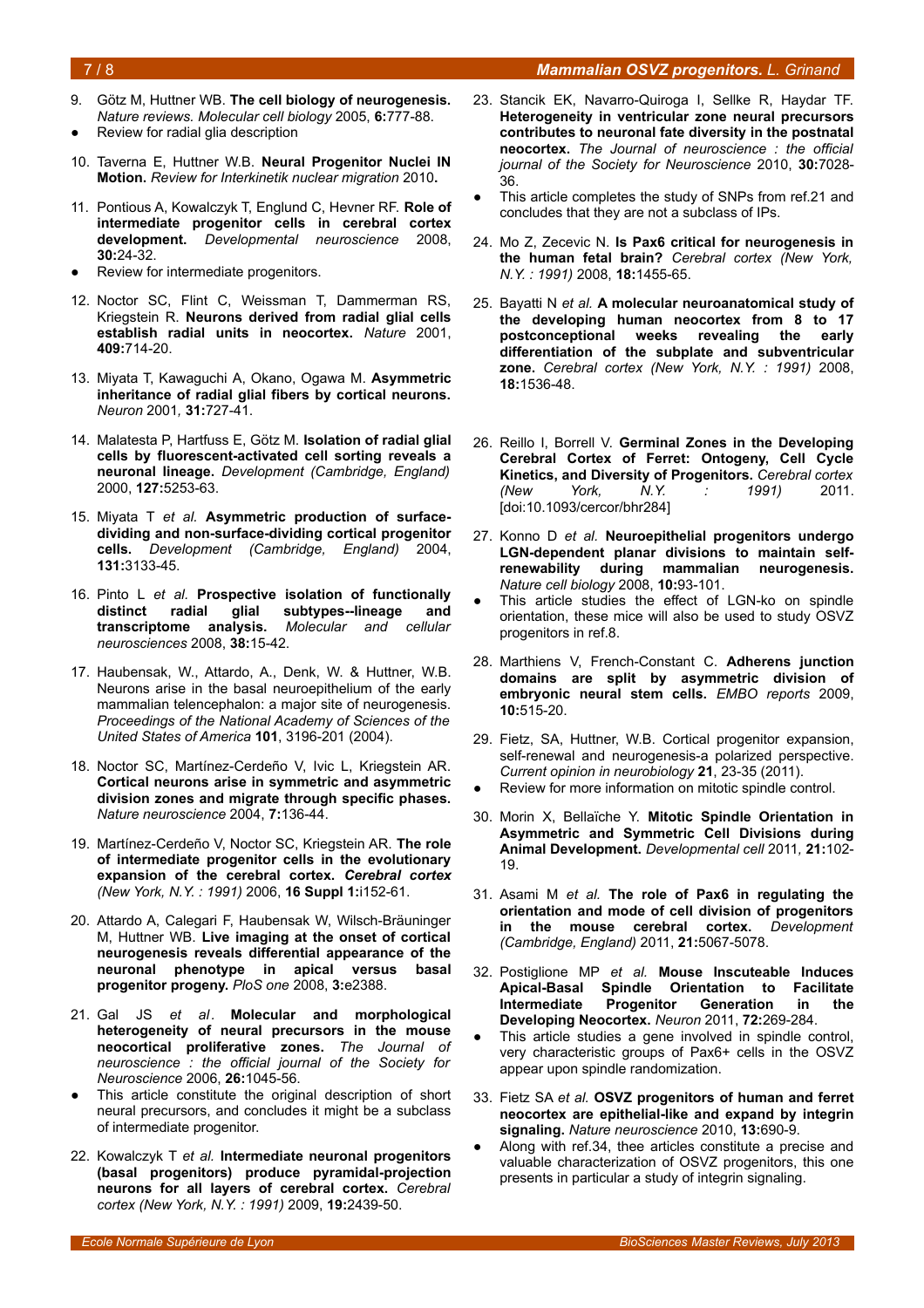9. Götz M, Huttner WB. **The cell biology of neurogenesis.** *Nature reviews. Molecular cell biology* 2005, **6:**777-88.
   - Review for radial glia description

10. Taverna E, Huttner W.B. **Neural Progenitor Nuclei IN Motion.** *Review for Interkinetik nuclear migration* 2010**.**

11. Pontious A, Kowalczyk T, Englund C, Hevner RF. **Role of intermediate progenitor cells in cerebral cortex development.** *Developmental neuroscience* 2008, **30:**24-32.
    - Review for intermediate progenitors.

12. Noctor SC, Flint C, Weissman T, Dammerman RS, Kriegstein R. **Neurons derived from radial glial cells establish radial units in neocortex.** *Nature* 2001, **409:**714-20.

13. Miyata T, Kawaguchi A, Okano, Ogawa M. **Asymmetric inheritance of radial glial fibers by cortical neurons.** *Neuron* 2001*,* **31:**727-41.

14. Malatesta P, Hartfuss E, Götz M. **Isolation of radial glial cells by fluorescent-activated cell sorting reveals a neuronal lineage.** *Development (Cambridge, England)* 2000, **127:**5253-63.

15. Miyata T *et al.* **Asymmetric production of surface-dividing and non-surface-dividing cortical progenitor cells.** *Development (Cambridge, England)* 2004, **131:**3133-45.

16. Pinto L *et al.* **Prospective isolation of functionally distinct radial glial subtypes--lineage and transcriptome analysis.** *Molecular and cellular neurosciences* 2008, **38:**15-42.

17. Haubensak, W., Attardo, A., Denk, W. & Huttner, W.B. Neurons arise in the basal neuroepithelium of the early mammalian telencephalon: a major site of neurogenesis. *Proceedings of the National Academy of Sciences of the United States of America* **101**, 3196-201 (2004).

18. Noctor SC, Martínez-Cerdeño V, Ivic L, Kriegstein AR. **Cortical neurons arise in symmetric and asymmetric division zones and migrate through specific phases.** *Nature neuroscience* 2004, **7:**136-44.

19. Martínez-Cerdeño V, Noctor SC, Kriegstein AR. **The role of intermediate progenitor cells in the evolutionary expansion of the cerebral cortex.** ***Cerebral cortex*** *(New York, N.Y. : 1991)* 2006, **16 Suppl 1:**i152-61.

20. Attardo A, Calegari F, Haubensak W, Wilsch-Bräuninger M, Huttner WB. **Live imaging at the onset of cortical neurogenesis reveals differential appearance of the neuronal phenotype in apical versus basal progenitor progeny.** *PloS one* 2008, **3:**e2388.

21. Gal JS *et al*. **Molecular and morphological heterogeneity of neural precursors in the mouse neocortical proliferative zones.** *The Journal of neuroscience : the official journal of the Society for Neuroscience* 2006, **26:**1045-56.
    - This article constitute the original description of short neural precursors, and concludes it might be a subclass of intermediate progenitor.

22. Kowalczyk T *et al.* **Intermediate neuronal progenitors (basal progenitors) produce pyramidal-projection neurons for all layers of cerebral cortex.** *Cerebral cortex (New York, N.Y. : 1991)* 2009, **19:**2439-50.

23. Stancik EK, Navarro-Quiroga I, Sellke R, Haydar TF. **Heterogeneity in ventricular zone neural precursors contributes to neuronal fate diversity in the postnatal neocortex.** *The Journal of neuroscience : the official journal of the Society for Neuroscience* 2010, **30:**7028-36.
    - This article completes the study of SNPs from ref.21 and concludes that they are not a subclass of IPs.

24. Mo Z, Zecevic N. **Is Pax6 critical for neurogenesis in the human fetal brain?** *Cerebral cortex (New York, N.Y. : 1991)* 2008, **18:**1455-65.

25. Bayatti N *et al.* **A molecular neuroanatomical study of the developing human neocortex from 8 to 17 postconceptional weeks revealing the early differentiation of the subplate and subventricular zone.** *Cerebral cortex (New York, N.Y. : 1991)* 2008, **18:**1536-48.

26. Reillo I, Borrell V. **Germinal Zones in the Developing Cerebral Cortex of Ferret: Ontogeny, Cell Cycle Kinetics, and Diversity of Progenitors.** *Cerebral cortex (New York, N.Y. : 1991)* 2011. [doi:10.1093/cercor/bhr284]

27. Konno D *et al.* **Neuroepithelial progenitors undergo LGN-dependent planar divisions to maintain self-renewability during mammalian neurogenesis.** *Nature cell biology* 2008, **10:**93-101.
    - This article studies the effect of LGN-ko on spindle orientation, these mice will also be used to study OSVZ progenitors in ref.8.

28. Marthiens V, French-Constant C. **Adherens junction domains are split by asymmetric division of embryonic neural stem cells.** *EMBO reports* 2009, **10:**515-20.

29. Fietz, SA, Huttner, W.B. Cortical progenitor expansion, self-renewal and neurogenesis-a polarized perspective. *Current opinion in neurobiology* **21**, 23-35 (2011).
    - Review for more information on mitotic spindle control.

30. Morin X, Bellaïche Y. **Mitotic Spindle Orientation in Asymmetric and Symmetric Cell Divisions during Animal Development.** *Developmental cell* 2011*,* **21:**102-19.

31. Asami M *et al.* **The role of Pax6 in regulating the orientation and mode of cell division of progenitors in the mouse cerebral cortex.** *Development (Cambridge, England)* 2011, **21:**5067-5078.

32. Postiglione MP *et al.* **Mouse Inscuteable Induces Apical-Basal Spindle Orientation to Facilitate Intermediate Progenitor Generation in the Developing Neocortex.** *Neuron* 2011, **72:**269-284.
    - This article studies a gene involved in spindle control, very characteristic groups of Pax6+ cells in the OSVZ appear upon spindle randomization.

33. Fietz SA *et al.* **OSVZ progenitors of human and ferret neocortex are epithelial-like and expand by integrin signaling.** *Nature neuroscience* 2010, **13:**690-9.
    - Along with ref.34, thee articles constitute a precise and valuable characterization of OSVZ progenitors, this one presents in particular a study of integrin signaling.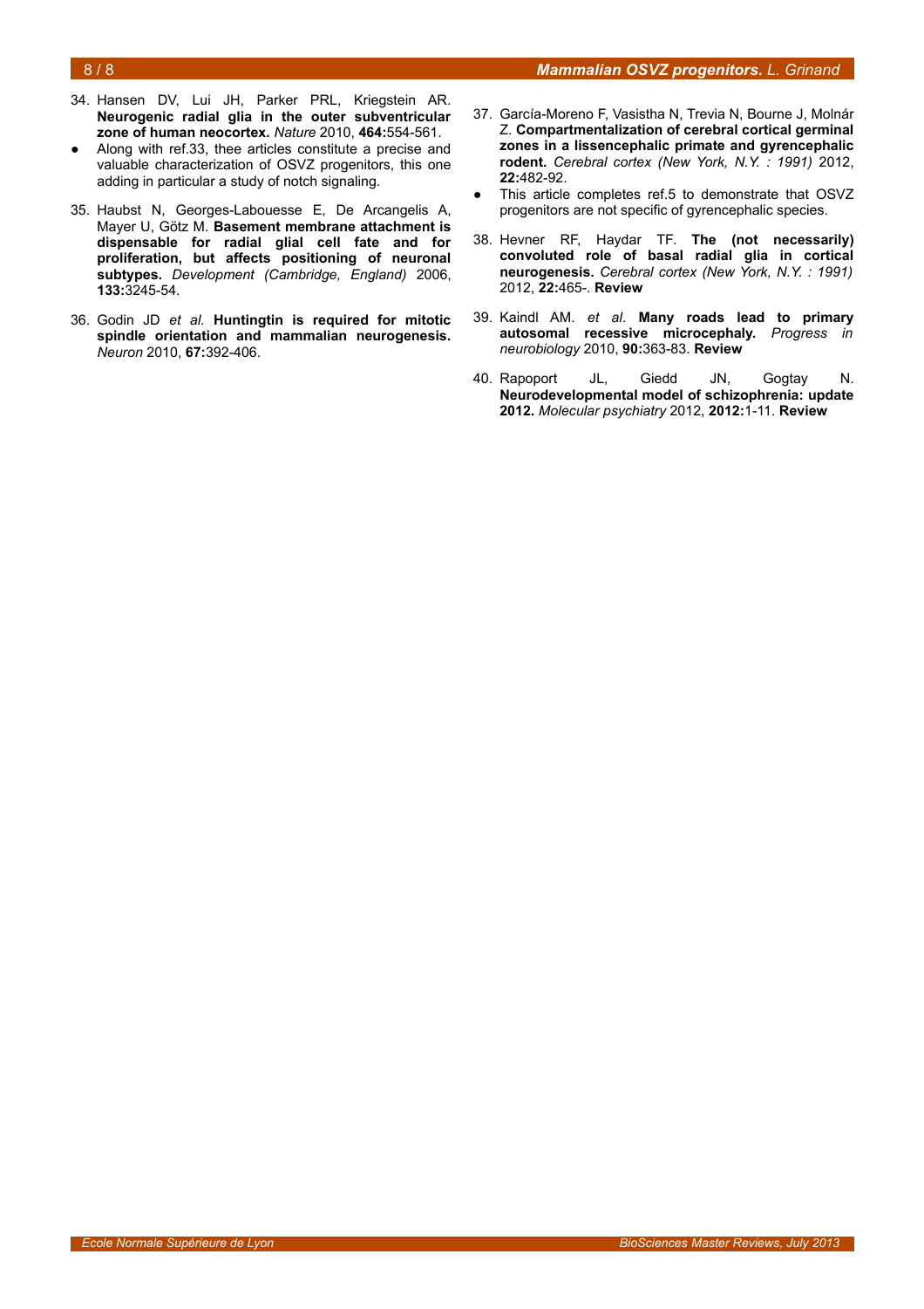34. Hansen DV, Lui JH, Parker PRL, Kriegstein AR. **Neurogenic radial glia in the outer subventricular zone of human neocortex.** *Nature* 2010, **464:**554-561.
    - Along with ref.33, thee articles constitute a precise and valuable characterization of OSVZ progenitors, this one adding in particular a study of notch signaling.

35. Haubst N, Georges-Labouesse E, De Arcangelis A, Mayer U, Götz M. **Basement membrane attachment is dispensable for radial glial cell fate and for proliferation, but affects positioning of neuronal subtypes.** *Development (Cambridge, England)* 2006, **133:**3245-54.

36. Godin JD *et al.* **Huntingtin is required for mitotic spindle orientation and mammalian neurogenesis.** *Neuron* 2010, **67:**392-406.

37. García-Moreno F, Vasistha N, Trevia N, Bourne J, Molnár Z. **Compartmentalization of cerebral cortical germinal zones in a lissencephalic primate and gyrencephalic rodent.** *Cerebral cortex (New York, N.Y. : 1991)* 2012, **22:**482-92.
    - This article completes ref.5 to demonstrate that OSVZ progenitors are not specific of gyrencephalic species.

38. Hevner RF, Haydar TF. **The (not necessarily) convoluted role of basal radial glia in cortical neurogenesis.** *Cerebral cortex (New York, N.Y. : 1991)* 2012, **22:**465-. **Review**

39. Kaindl AM. *et al.* **Many roads lead to primary autosomal recessive microcephaly.** *Progress in neurobiology* 2010, **90:**363-83. **Review**

40. Rapoport JL, Giedd JN, Gogtay N. **Neurodevelopmental model of schizophrenia: update 2012.** *Molecular psychiatry* 2012, **2012:**1-11. **Review**